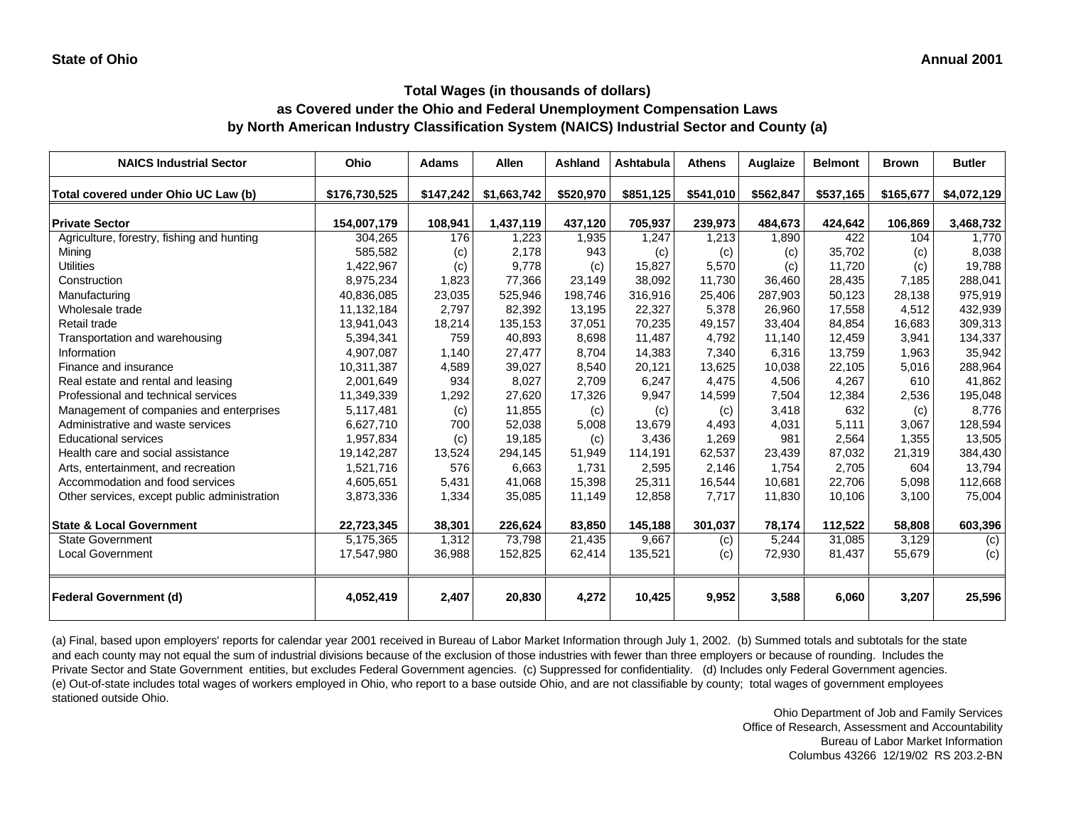**State of Ohio** **Annual 2001**

### Total Wages (in thousands of dollars)
### as Covered under the Ohio and Federal Unemployment Compensation Laws
### by North American Industry Classification System (NAICS) Industrial Sector and County (a)

| NAICS Industrial Sector | Ohio | Adams | Allen | Ashland | Ashtabula | Athens | Auglaize | Belmont | Brown | Butler |
|---|---|---|---|---|---|---|---|---|---|---|
| **Total covered under Ohio UC Law (b)** | **\$176,730,525** | **\$147,242** | **\$1,663,742** | **\$520,970** | **\$851,125** | **\$541,010** | **\$562,847** | **\$537,165** | **\$165,677** | **\$4,072,129** |
| **Private Sector** | **154,007,179** | **108,941** | **1,437,119** | **437,120** | **705,937** | **239,973** | **484,673** | **424,642** | **106,869** | **3,468,732** |
| Agriculture, forestry, fishing and hunting | 304,265 | 176 | 1,223 | 1,935 | 1,247 | 1,213 | 1,890 | 422 | 104 | 1,770 |
| Mining | 585,582 | (c) | 2,178 | 943 | (c) | (c) | (c) | 35,702 | (c) | 8,038 |
| Utilities | 1,422,967 | (c) | 9,778 | (c) | 15,827 | 5,570 | (c) | 11,720 | (c) | 19,788 |
| Construction | 8,975,234 | 1,823 | 77,366 | 23,149 | 38,092 | 11,730 | 36,460 | 28,435 | 7,185 | 288,041 |
| Manufacturing | 40,836,085 | 23,035 | 525,946 | 198,746 | 316,916 | 25,406 | 287,903 | 50,123 | 28,138 | 975,919 |
| Wholesale trade | 11,132,184 | 2,797 | 82,392 | 13,195 | 22,327 | 5,378 | 26,960 | 17,558 | 4,512 | 432,939 |
| Retail trade | 13,941,043 | 18,214 | 135,153 | 37,051 | 70,235 | 49,157 | 33,404 | 84,854 | 16,683 | 309,313 |
| Transportation and warehousing | 5,394,341 | 759 | 40,893 | 8,698 | 11,487 | 4,792 | 11,140 | 12,459 | 3,941 | 134,337 |
| Information | 4,907,087 | 1,140 | 27,477 | 8,704 | 14,383 | 7,340 | 6,316 | 13,759 | 1,963 | 35,942 |
| Finance and insurance | 10,311,387 | 4,589 | 39,027 | 8,540 | 20,121 | 13,625 | 10,038 | 22,105 | 5,016 | 288,964 |
| Real estate and rental and leasing | 2,001,649 | 934 | 8,027 | 2,709 | 6,247 | 4,475 | 4,506 | 4,267 | 610 | 41,862 |
| Professional and technical services | 11,349,339 | 1,292 | 27,620 | 17,326 | 9,947 | 14,599 | 7,504 | 12,384 | 2,536 | 195,048 |
| Management of companies and enterprises | 5,117,481 | (c) | 11,855 | (c) | (c) | (c) | 3,418 | 632 | (c) | 8,776 |
| Administrative and waste services | 6,627,710 | 700 | 52,038 | 5,008 | 13,679 | 4,493 | 4,031 | 5,111 | 3,067 | 128,594 |
| Educational services | 1,957,834 | (c) | 19,185 | (c) | 3,436 | 1,269 | 981 | 2,564 | 1,355 | 13,505 |
| Health care and social assistance | 19,142,287 | 13,524 | 294,145 | 51,949 | 114,191 | 62,537 | 23,439 | 87,032 | 21,319 | 384,430 |
| Arts, entertainment, and recreation | 1,521,716 | 576 | 6,663 | 1,731 | 2,595 | 2,146 | 1,754 | 2,705 | 604 | 13,794 |
| Accommodation and food services | 4,605,651 | 5,431 | 41,068 | 15,398 | 25,311 | 16,544 | 10,681 | 22,706 | 5,098 | 112,668 |
| Other services, except public administration | 3,873,336 | 1,334 | 35,085 | 11,149 | 12,858 | 7,717 | 11,830 | 10,106 | 3,100 | 75,004 |
| **State & Local Government** | **22,723,345** | **38,301** | **226,624** | **83,850** | **145,188** | **301,037** | **78,174** | **112,522** | **58,808** | **603,396** |
| State Government | 5,175,365 | 1,312 | 73,798 | 21,435 | 9,667 | (c) | 5,244 | 31,085 | 3,129 | (c) |
| Local Government | 17,547,980 | 36,988 | 152,825 | 62,414 | 135,521 | (c) | 72,930 | 81,437 | 55,679 | (c) |
| **Federal Government (d)** | **4,052,419** | **2,407** | **20,830** | **4,272** | **10,425** | **9,952** | **3,588** | **6,060** | **3,207** | **25,596** |

(a) Final, based upon employers' reports for calendar year 2001 received in Bureau of Labor Market Information through July 1, 2002. (b) Summed totals and subtotals for the state and each county may not equal the sum of industrial divisions because of the exclusion of those industries with fewer than three employers or because of rounding. Includes the Private Sector and State Government entities, but excludes Federal Government agencies. (c) Suppressed for confidentiality. (d) Includes only Federal Government agencies. (e) Out-of-state includes total wages of workers employed in Ohio, who report to a base outside Ohio, and are not classifiable by county; total wages of government employees stationed outside Ohio.

Ohio Department of Job and Family Services
Office of Research, Assessment and Accountability
Bureau of Labor Market Information
Columbus 43266 12/19/02 RS 203.2-BN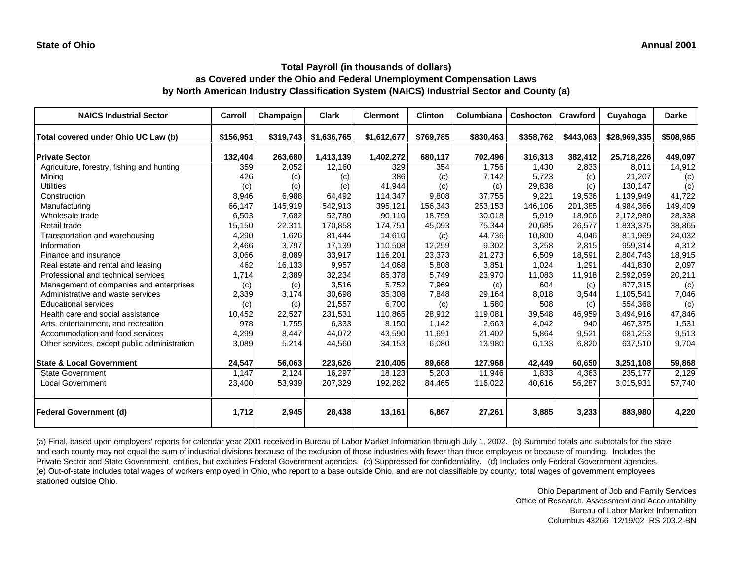**State of Ohio** **Annual 2001**

## Total Payroll (in thousands of dollars)
## as Covered under the Ohio and Federal Unemployment Compensation Laws
## by North American Industry Classification System (NAICS) Industrial Sector and County (a)

| NAICS Industrial Sector | Carroll | Champaign | Clark | Clermont | Clinton | Columbiana | Coshocton | Crawford | Cuyahoga | Darke |
|---|---|---|---|---|---|---|---|---|---|---|
| **Total covered under Ohio UC Law (b)** | **$156,951** | **$319,743** | **$1,636,765** | **$1,612,677** | **$769,785** | **$830,463** | **$358,762** | **$443,063** | **$28,969,335** | **$508,965** |
| **Private Sector** | **132,404** | **263,680** | **1,413,139** | **1,402,272** | **680,117** | **702,496** | **316,313** | **382,412** | **25,718,226** | **449,097** |
| Agriculture, forestry, fishing and hunting | 359 | 2,052 | 12,160 | 329 | 354 | 1,756 | 1,430 | 2,833 | 8,011 | 14,912 |
| Mining | 426 | (c) | (c) | 386 | (c) | 7,142 | 5,723 | (c) | 21,207 | (c) |
| Utilities | (c) | (c) | (c) | 41,944 | (c) | (c) | 29,838 | (c) | 130,147 | (c) |
| Construction | 8,946 | 6,988 | 64,492 | 114,347 | 9,808 | 37,755 | 9,221 | 19,536 | 1,139,949 | 41,722 |
| Manufacturing | 66,147 | 145,919 | 542,913 | 395,121 | 156,343 | 253,153 | 146,106 | 201,385 | 4,984,366 | 149,409 |
| Wholesale trade | 6,503 | 7,682 | 52,780 | 90,110 | 18,759 | 30,018 | 5,919 | 18,906 | 2,172,980 | 28,338 |
| Retail trade | 15,150 | 22,311 | 170,858 | 174,751 | 45,093 | 75,344 | 20,685 | 26,577 | 1,833,375 | 38,865 |
| Transportation and warehousing | 4,290 | 1,626 | 81,444 | 14,610 | (c) | 44,736 | 10,800 | 4,046 | 811,969 | 24,032 |
| Information | 2,466 | 3,797 | 17,139 | 110,508 | 12,259 | 9,302 | 3,258 | 2,815 | 959,314 | 4,312 |
| Finance and insurance | 3,066 | 8,089 | 33,917 | 116,201 | 23,373 | 21,273 | 6,509 | 18,591 | 2,804,743 | 18,915 |
| Real estate and rental and leasing | 462 | 16,133 | 9,957 | 14,068 | 5,808 | 3,851 | 1,024 | 1,291 | 441,830 | 2,097 |
| Professional and technical services | 1,714 | 2,389 | 32,234 | 85,378 | 5,749 | 23,970 | 11,083 | 11,918 | 2,592,059 | 20,211 |
| Management of companies and enterprises | (c) | (c) | 3,516 | 5,752 | 7,969 | (c) | 604 | (c) | 877,315 | (c) |
| Administrative and waste services | 2,339 | 3,174 | 30,698 | 35,308 | 7,848 | 29,164 | 8,018 | 3,544 | 1,105,541 | 7,046 |
| Educational services | (c) | (c) | 21,557 | 6,700 | (c) | 1,580 | 508 | (c) | 554,368 | (c) |
| Health care and social assistance | 10,452 | 22,527 | 231,531 | 110,865 | 28,912 | 119,081 | 39,548 | 46,959 | 3,494,916 | 47,846 |
| Arts, entertainment, and recreation | 978 | 1,755 | 6,333 | 8,150 | 1,142 | 2,663 | 4,042 | 940 | 467,375 | 1,531 |
| Accommodation and food services | 4,299 | 8,447 | 44,072 | 43,590 | 11,691 | 21,402 | 5,864 | 9,521 | 681,253 | 9,513 |
| Other services, except public administration | 3,089 | 5,214 | 44,560 | 34,153 | 6,080 | 13,980 | 6,133 | 6,820 | 637,510 | 9,704 |
| **State & Local Government** | **24,547** | **56,063** | **223,626** | **210,405** | **89,668** | **127,968** | **42,449** | **60,650** | **3,251,108** | **59,868** |
| State Government | 1,147 | 2,124 | 16,297 | 18,123 | 5,203 | 11,946 | 1,833 | 4,363 | 235,177 | 2,129 |
| Local Government | 23,400 | 53,939 | 207,329 | 192,282 | 84,465 | 116,022 | 40,616 | 56,287 | 3,015,931 | 57,740 |
| **Federal Government (d)** | **1,712** | **2,945** | **28,438** | **13,161** | **6,867** | **27,261** | **3,885** | **3,233** | **883,980** | **4,220** |

(a) Final, based upon employers' reports for calendar year 2001 received in Bureau of Labor Market Information through July 1, 2002. (b) Summed totals and subtotals for the state and each county may not equal the sum of industrial divisions because of the exclusion of those industries with fewer than three employers or because of rounding. Includes the Private Sector and State Government entities, but excludes Federal Government agencies. (c) Suppressed for confidentiality. (d) Includes only Federal Government agencies. (e) Out-of-state includes total wages of workers employed in Ohio, who report to a base outside Ohio, and are not classifiable by county; total wages of government employees stationed outside Ohio.

Ohio Department of Job and Family Services
Office of Research, Assessment and Accountability
Bureau of Labor Market Information
Columbus 43266 12/19/02 RS 203.2-BN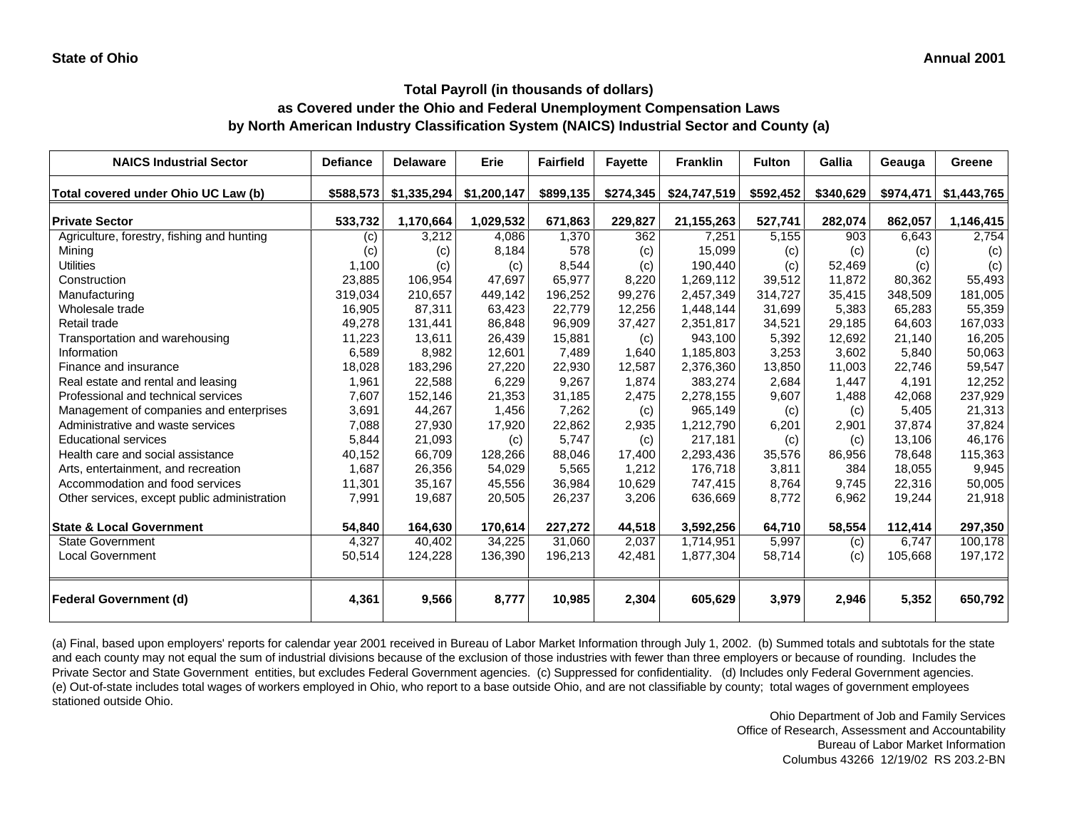State of Ohio | Annual 2001

## Total Payroll (in thousands of dollars)
## as Covered under the Ohio and Federal Unemployment Compensation Laws
## by North American Industry Classification System (NAICS) Industrial Sector and County (a)

| NAICS Industrial Sector | Defiance | Delaware | Erie | Fairfield | Fayette | Franklin | Fulton | Gallia | Geauga | Greene |
|---|---|---|---|---|---|---|---|---|---|---|
| **Total covered under Ohio UC Law (b)** | **$588,573** | **$1,335,294** | **$1,200,147** | **$899,135** | **$274,345** | **$24,747,519** | **$592,452** | **$340,629** | **$974,471** | **$1,443,765** |
| **Private Sector** | **533,732** | **1,170,664** | **1,029,532** | **671,863** | **229,827** | **21,155,263** | **527,741** | **282,074** | **862,057** | **1,146,415** |
| Agriculture, forestry, fishing and hunting | (c) | 3,212 | 4,086 | 1,370 | 362 | 7,251 | 5,155 | 903 | 6,643 | 2,754 |
| Mining | (c) | (c) | 8,184 | 578 | (c) | 15,099 | (c) | (c) | (c) | (c) |
| Utilities | 1,100 | (c) | (c) | 8,544 | (c) | 190,440 | (c) | 52,469 | (c) | (c) |
| Construction | 23,885 | 106,954 | 47,697 | 65,977 | 8,220 | 1,269,112 | 39,512 | 11,872 | 80,362 | 55,493 |
| Manufacturing | 319,034 | 210,657 | 449,142 | 196,252 | 99,276 | 2,457,349 | 314,727 | 35,415 | 348,509 | 181,005 |
| Wholesale trade | 16,905 | 87,311 | 63,423 | 22,779 | 12,256 | 1,448,144 | 31,699 | 5,383 | 65,283 | 55,359 |
| Retail trade | 49,278 | 131,441 | 86,848 | 96,909 | 37,427 | 2,351,817 | 34,521 | 29,185 | 64,603 | 167,033 |
| Transportation and warehousing | 11,223 | 13,611 | 26,439 | 15,881 | (c) | 943,100 | 5,392 | 12,692 | 21,140 | 16,205 |
| Information | 6,589 | 8,982 | 12,601 | 7,489 | 1,640 | 1,185,803 | 3,253 | 3,602 | 5,840 | 50,063 |
| Finance and insurance | 18,028 | 183,296 | 27,220 | 22,930 | 12,587 | 2,376,360 | 13,850 | 11,003 | 22,746 | 59,547 |
| Real estate and rental and leasing | 1,961 | 22,588 | 6,229 | 9,267 | 1,874 | 383,274 | 2,684 | 1,447 | 4,191 | 12,252 |
| Professional and technical services | 7,607 | 152,146 | 21,353 | 31,185 | 2,475 | 2,278,155 | 9,607 | 1,488 | 42,068 | 237,929 |
| Management of companies and enterprises | 3,691 | 44,267 | 1,456 | 7,262 | (c) | 965,149 | (c) | (c) | 5,405 | 21,313 |
| Administrative and waste services | 7,088 | 27,930 | 17,920 | 22,862 | 2,935 | 1,212,790 | 6,201 | 2,901 | 37,874 | 37,824 |
| Educational services | 5,844 | 21,093 | (c) | 5,747 | (c) | 217,181 | (c) | (c) | 13,106 | 46,176 |
| Health care and social assistance | 40,152 | 66,709 | 128,266 | 88,046 | 17,400 | 2,293,436 | 35,576 | 86,956 | 78,648 | 115,363 |
| Arts, entertainment, and recreation | 1,687 | 26,356 | 54,029 | 5,565 | 1,212 | 176,718 | 3,811 | 384 | 18,055 | 9,945 |
| Accommodation and food services | 11,301 | 35,167 | 45,556 | 36,984 | 10,629 | 747,415 | 8,764 | 9,745 | 22,316 | 50,005 |
| Other services, except public administration | 7,991 | 19,687 | 20,505 | 26,237 | 3,206 | 636,669 | 8,772 | 6,962 | 19,244 | 21,918 |
| **State & Local Government** | **54,840** | **164,630** | **170,614** | **227,272** | **44,518** | **3,592,256** | **64,710** | **58,554** | **112,414** | **297,350** |
| State Government | 4,327 | 40,402 | 34,225 | 31,060 | 2,037 | 1,714,951 | 5,997 | (c) | 6,747 | 100,178 |
| Local Government | 50,514 | 124,228 | 136,390 | 196,213 | 42,481 | 1,877,304 | 58,714 | (c) | 105,668 | 197,172 |
| **Federal Government (d)** | **4,361** | **9,566** | **8,777** | **10,985** | **2,304** | **605,629** | **3,979** | **2,946** | **5,352** | **650,792** |

(a) Final, based upon employers' reports for calendar year 2001 received in Bureau of Labor Market Information through July 1, 2002. (b) Summed totals and subtotals for the state and each county may not equal the sum of industrial divisions because of the exclusion of those industries with fewer than three employers or because of rounding. Includes the Private Sector and State Government entities, but excludes Federal Government agencies. (c) Suppressed for confidentiality. (d) Includes only Federal Government agencies. (e) Out-of-state includes total wages of workers employed in Ohio, who report to a base outside Ohio, and are not classifiable by county; total wages of government employees stationed outside Ohio.

Ohio Department of Job and Family Services
Office of Research, Assessment and Accountability
Bureau of Labor Market Information
Columbus 43266 12/19/02 RS 203.2-BN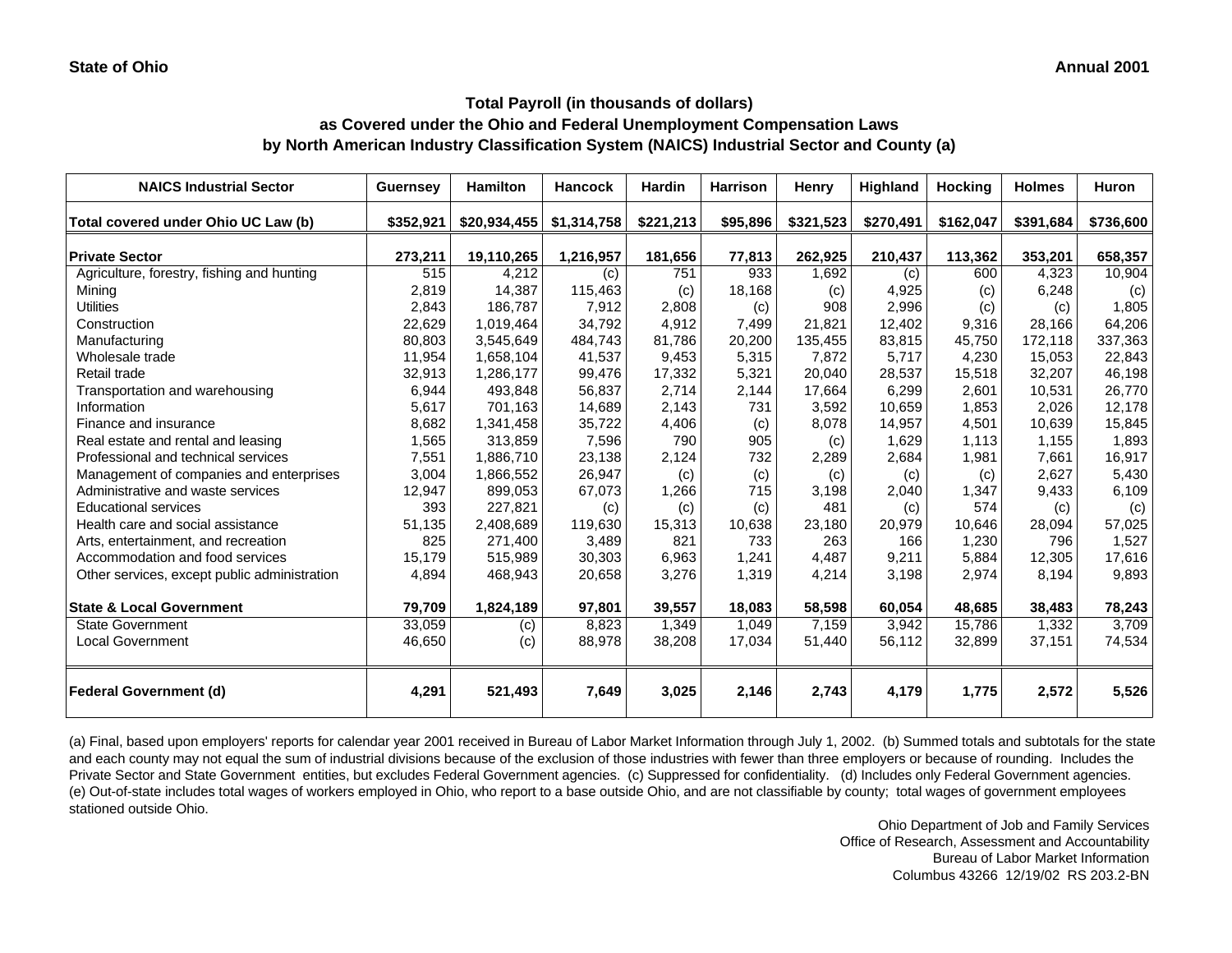State of Ohio　　　　　　　　　　　　　　　　　　　　　　　　　　　　　　　　　　　　　　　　Annual 2001

## Total Payroll (in thousands of dollars)
## as Covered under the Ohio and Federal Unemployment Compensation Laws
## by North American Industry Classification System (NAICS) Industrial Sector and County (a)

| NAICS Industrial Sector | Guernsey | Hamilton | Hancock | Hardin | Harrison | Henry | Highland | Hocking | Holmes | Huron |
|---|---|---|---|---|---|---|---|---|---|---|
| **Total covered under Ohio UC Law (b)** | **$352,921** | **$20,934,455** | **$1,314,758** | **$221,213** | **$95,896** | **$321,523** | **$270,491** | **$162,047** | **$391,684** | **$736,600** |
| **Private Sector** | **273,211** | **19,110,265** | **1,216,957** | **181,656** | **77,813** | **262,925** | **210,437** | **113,362** | **353,201** | **658,357** |
| Agriculture, forestry, fishing and hunting | 515 | 4,212 | (c) | 751 | 933 | 1,692 | (c) | 600 | 4,323 | 10,904 |
| Mining | 2,819 | 14,387 | 115,463 | (c) | 18,168 | (c) | 4,925 | (c) | 6,248 | (c) |
| Utilities | 2,843 | 186,787 | 7,912 | 2,808 | (c) | 908 | 2,996 | (c) | (c) | 1,805 |
| Construction | 22,629 | 1,019,464 | 34,792 | 4,912 | 7,499 | 21,821 | 12,402 | 9,316 | 28,166 | 64,206 |
| Manufacturing | 80,803 | 3,545,649 | 484,743 | 81,786 | 20,200 | 135,455 | 83,815 | 45,750 | 172,118 | 337,363 |
| Wholesale trade | 11,954 | 1,658,104 | 41,537 | 9,453 | 5,315 | 7,872 | 5,717 | 4,230 | 15,053 | 22,843 |
| Retail trade | 32,913 | 1,286,177 | 99,476 | 17,332 | 5,321 | 20,040 | 28,537 | 15,518 | 32,207 | 46,198 |
| Transportation and warehousing | 6,944 | 493,848 | 56,837 | 2,714 | 2,144 | 17,664 | 6,299 | 2,601 | 10,531 | 26,770 |
| Information | 5,617 | 701,163 | 14,689 | 2,143 | 731 | 3,592 | 10,659 | 1,853 | 2,026 | 12,178 |
| Finance and insurance | 8,682 | 1,341,458 | 35,722 | 4,406 | (c) | 8,078 | 14,957 | 4,501 | 10,639 | 15,845 |
| Real estate and rental and leasing | 1,565 | 313,859 | 7,596 | 790 | 905 | (c) | 1,629 | 1,113 | 1,155 | 1,893 |
| Professional and technical services | 7,551 | 1,886,710 | 23,138 | 2,124 | 732 | 2,289 | 2,684 | 1,981 | 7,661 | 16,917 |
| Management of companies and enterprises | 3,004 | 1,866,552 | 26,947 | (c) | (c) | (c) | (c) | (c) | 2,627 | 5,430 |
| Administrative and waste services | 12,947 | 899,053 | 67,073 | 1,266 | 715 | 3,198 | 2,040 | 1,347 | 9,433 | 6,109 |
| Educational services | 393 | 227,821 | (c) | (c) | (c) | 481 | (c) | 574 | (c) | (c) |
| Health care and social assistance | 51,135 | 2,408,689 | 119,630 | 15,313 | 10,638 | 23,180 | 20,979 | 10,646 | 28,094 | 57,025 |
| Arts, entertainment, and recreation | 825 | 271,400 | 3,489 | 821 | 733 | 263 | 166 | 1,230 | 796 | 1,527 |
| Accommodation and food services | 15,179 | 515,989 | 30,303 | 6,963 | 1,241 | 4,487 | 9,211 | 5,884 | 12,305 | 17,616 |
| Other services, except public administration | 4,894 | 468,943 | 20,658 | 3,276 | 1,319 | 4,214 | 3,198 | 2,974 | 8,194 | 9,893 |
| **State & Local Government** | **79,709** | **1,824,189** | **97,801** | **39,557** | **18,083** | **58,598** | **60,054** | **48,685** | **38,483** | **78,243** |
| State Government | 33,059 | (c) | 8,823 | 1,349 | 1,049 | 7,159 | 3,942 | 15,786 | 1,332 | 3,709 |
| Local Government | 46,650 | (c) | 88,978 | 38,208 | 17,034 | 51,440 | 56,112 | 32,899 | 37,151 | 74,534 |
| **Federal Government (d)** | **4,291** | **521,493** | **7,649** | **3,025** | **2,146** | **2,743** | **4,179** | **1,775** | **2,572** | **5,526** |

(a) Final, based upon employers' reports for calendar year 2001 received in Bureau of Labor Market Information through July 1, 2002. (b) Summed totals and subtotals for the state and each county may not equal the sum of industrial divisions because of the exclusion of those industries with fewer than three employers or because of rounding. Includes the Private Sector and State Government entities, but excludes Federal Government agencies. (c) Suppressed for confidentiality. (d) Includes only Federal Government agencies. (e) Out-of-state includes total wages of workers employed in Ohio, who report to a base outside Ohio, and are not classifiable by county; total wages of government employees stationed outside Ohio.

Ohio Department of Job and Family Services
Office of Research, Assessment and Accountability
Bureau of Labor Market Information
Columbus 43266 12/19/02 RS 203.2-BN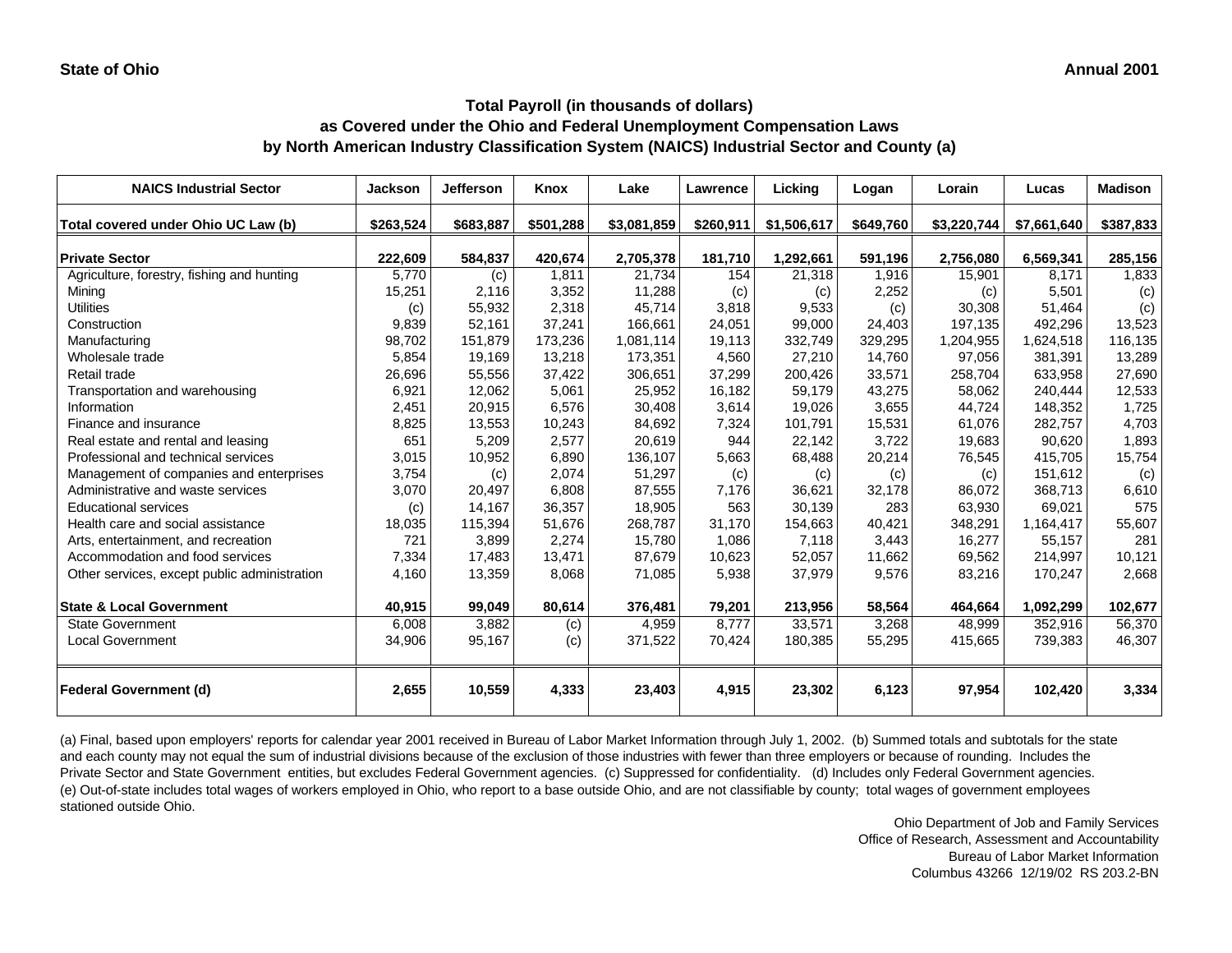State of Ohio

Annual 2001

## Total Payroll (in thousands of dollars) as Covered under the Ohio and Federal Unemployment Compensation Laws by North American Industry Classification System (NAICS) Industrial Sector and County (a)

| NAICS Industrial Sector | Jackson | Jefferson | Knox | Lake | Lawrence | Licking | Logan | Lorain | Lucas | Madison |
|---|---|---|---|---|---|---|---|---|---|---|
| **Total covered under Ohio UC Law (b)** | **$263,524** | **$683,887** | **$501,288** | **$3,081,859** | **$260,911** | **$1,506,617** | **$649,760** | **$3,220,744** | **$7,661,640** | **$387,833** |
| **Private Sector** | **222,609** | **584,837** | **420,674** | **2,705,378** | **181,710** | **1,292,661** | **591,196** | **2,756,080** | **6,569,341** | **285,156** |
| Agriculture, forestry, fishing and hunting | 5,770 | (c) | 1,811 | 21,734 | 154 | 21,318 | 1,916 | 15,901 | 8,171 | 1,833 |
| Mining | 15,251 | 2,116 | 3,352 | 11,288 | (c) | (c) | 2,252 | (c) | 5,501 | (c) |
| Utilities | (c) | 55,932 | 2,318 | 45,714 | 3,818 | 9,533 | (c) | 30,308 | 51,464 | (c) |
| Construction | 9,839 | 52,161 | 37,241 | 166,661 | 24,051 | 99,000 | 24,403 | 197,135 | 492,296 | 13,523 |
| Manufacturing | 98,702 | 151,879 | 173,236 | 1,081,114 | 19,113 | 332,749 | 329,295 | 1,204,955 | 1,624,518 | 116,135 |
| Wholesale trade | 5,854 | 19,169 | 13,218 | 173,351 | 4,560 | 27,210 | 14,760 | 97,056 | 381,391 | 13,289 |
| Retail trade | 26,696 | 55,556 | 37,422 | 306,651 | 37,299 | 200,426 | 33,571 | 258,704 | 633,958 | 27,690 |
| Transportation and warehousing | 6,921 | 12,062 | 5,061 | 25,952 | 16,182 | 59,179 | 43,275 | 58,062 | 240,444 | 12,533 |
| Information | 2,451 | 20,915 | 6,576 | 30,408 | 3,614 | 19,026 | 3,655 | 44,724 | 148,352 | 1,725 |
| Finance and insurance | 8,825 | 13,553 | 10,243 | 84,692 | 7,324 | 101,791 | 15,531 | 61,076 | 282,757 | 4,703 |
| Real estate and rental and leasing | 651 | 5,209 | 2,577 | 20,619 | 944 | 22,142 | 3,722 | 19,683 | 90,620 | 1,893 |
| Professional and technical services | 3,015 | 10,952 | 6,890 | 136,107 | 5,663 | 68,488 | 20,214 | 76,545 | 415,705 | 15,754 |
| Management of companies and enterprises | 3,754 | (c) | 2,074 | 51,297 | (c) | (c) | (c) | (c) | 151,612 | (c) |
| Administrative and waste services | 3,070 | 20,497 | 6,808 | 87,555 | 7,176 | 36,621 | 32,178 | 86,072 | 368,713 | 6,610 |
| Educational services | (c) | 14,167 | 36,357 | 18,905 | 563 | 30,139 | 283 | 63,930 | 69,021 | 575 |
| Health care and social assistance | 18,035 | 115,394 | 51,676 | 268,787 | 31,170 | 154,663 | 40,421 | 348,291 | 1,164,417 | 55,607 |
| Arts, entertainment, and recreation | 721 | 3,899 | 2,274 | 15,780 | 1,086 | 7,118 | 3,443 | 16,277 | 55,157 | 281 |
| Accommodation and food services | 7,334 | 17,483 | 13,471 | 87,679 | 10,623 | 52,057 | 11,662 | 69,562 | 214,997 | 10,121 |
| Other services, except public administration | 4,160 | 13,359 | 8,068 | 71,085 | 5,938 | 37,979 | 9,576 | 83,216 | 170,247 | 2,668 |
| **State & Local Government** | **40,915** | **99,049** | **80,614** | **376,481** | **79,201** | **213,956** | **58,564** | **464,664** | **1,092,299** | **102,677** |
| State Government | 6,008 | 3,882 | (c) | 4,959 | 8,777 | 33,571 | 3,268 | 48,999 | 352,916 | 56,370 |
| Local Government | 34,906 | 95,167 | (c) | 371,522 | 70,424 | 180,385 | 55,295 | 415,665 | 739,383 | 46,307 |
| **Federal Government (d)** | **2,655** | **10,559** | **4,333** | **23,403** | **4,915** | **23,302** | **6,123** | **97,954** | **102,420** | **3,334** |

(a) Final, based upon employers' reports for calendar year 2001 received in Bureau of Labor Market Information through July 1, 2002. (b) Summed totals and subtotals for the state and each county may not equal the sum of industrial divisions because of the exclusion of those industries with fewer than three employers or because of rounding. Includes the Private Sector and State Government entities, but excludes Federal Government agencies. (c) Suppressed for confidentiality. (d) Includes only Federal Government agencies. (e) Out-of-state includes total wages of workers employed in Ohio, who report to a base outside Ohio, and are not classifiable by county; total wages of government employees stationed outside Ohio.

Ohio Department of Job and Family Services
Office of Research, Assessment and Accountability
Bureau of Labor Market Information
Columbus 43266 12/19/02 RS 203.2-BN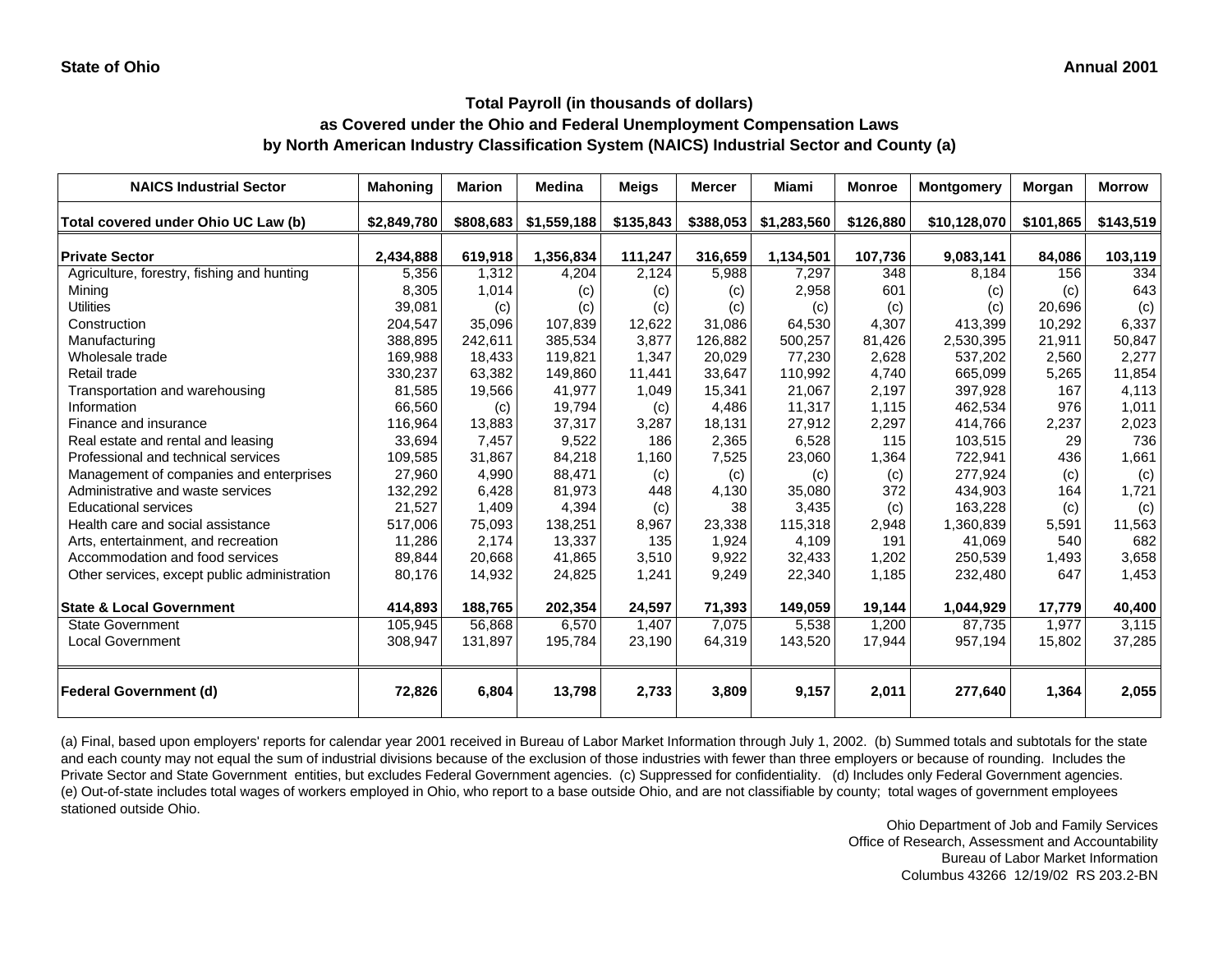**State of Ohio** | **Annual 2001**

## Total Payroll (in thousands of dollars)
## as Covered under the Ohio and Federal Unemployment Compensation Laws
## by North American Industry Classification System (NAICS) Industrial Sector and County (a)

| NAICS Industrial Sector | Mahoning | Marion | Medina | Meigs | Mercer | Miami | Monroe | Montgomery | Morgan | Morrow |
|---|---|---|---|---|---|---|---|---|---|---|
| **Total covered under Ohio UC Law (b)** | **$2,849,780** | **$808,683** | **$1,559,188** | **$135,843** | **$388,053** | **$1,283,560** | **$126,880** | **$10,128,070** | **$101,865** | **$143,519** |
| **Private Sector** | **2,434,888** | **619,918** | **1,356,834** | **111,247** | **316,659** | **1,134,501** | **107,736** | **9,083,141** | **84,086** | **103,119** |
| Agriculture, forestry, fishing and hunting | 5,356 | 1,312 | 4,204 | 2,124 | 5,988 | 7,297 | 348 | 8,184 | 156 | 334 |
| Mining | 8,305 | 1,014 | (c) | (c) | (c) | 2,958 | 601 | (c) | (c) | 643 |
| Utilities | 39,081 | (c) | (c) | (c) | (c) | (c) | (c) | (c) | 20,696 | (c) |
| Construction | 204,547 | 35,096 | 107,839 | 12,622 | 31,086 | 64,530 | 4,307 | 413,399 | 10,292 | 6,337 |
| Manufacturing | 388,895 | 242,611 | 385,534 | 3,877 | 126,882 | 500,257 | 81,426 | 2,530,395 | 21,911 | 50,847 |
| Wholesale trade | 169,988 | 18,433 | 119,821 | 1,347 | 20,029 | 77,230 | 2,628 | 537,202 | 2,560 | 2,277 |
| Retail trade | 330,237 | 63,382 | 149,860 | 11,441 | 33,647 | 110,992 | 4,740 | 665,099 | 5,265 | 11,854 |
| Transportation and warehousing | 81,585 | 19,566 | 41,977 | 1,049 | 15,341 | 21,067 | 2,197 | 397,928 | 167 | 4,113 |
| Information | 66,560 | (c) | 19,794 | (c) | 4,486 | 11,317 | 1,115 | 462,534 | 976 | 1,011 |
| Finance and insurance | 116,964 | 13,883 | 37,317 | 3,287 | 18,131 | 27,912 | 2,297 | 414,766 | 2,237 | 2,023 |
| Real estate and rental and leasing | 33,694 | 7,457 | 9,522 | 186 | 2,365 | 6,528 | 115 | 103,515 | 29 | 736 |
| Professional and technical services | 109,585 | 31,867 | 84,218 | 1,160 | 7,525 | 23,060 | 1,364 | 722,941 | 436 | 1,661 |
| Management of companies and enterprises | 27,960 | 4,990 | 88,471 | (c) | (c) | (c) | (c) | 277,924 | (c) | (c) |
| Administrative and waste services | 132,292 | 6,428 | 81,973 | 448 | 4,130 | 35,080 | 372 | 434,903 | 164 | 1,721 |
| Educational services | 21,527 | 1,409 | 4,394 | (c) | 38 | 3,435 | (c) | 163,228 | (c) | (c) |
| Health care and social assistance | 517,006 | 75,093 | 138,251 | 8,967 | 23,338 | 115,318 | 2,948 | 1,360,839 | 5,591 | 11,563 |
| Arts, entertainment, and recreation | 11,286 | 2,174 | 13,337 | 135 | 1,924 | 4,109 | 191 | 41,069 | 540 | 682 |
| Accommodation and food services | 89,844 | 20,668 | 41,865 | 3,510 | 9,922 | 32,433 | 1,202 | 250,539 | 1,493 | 3,658 |
| Other services, except public administration | 80,176 | 14,932 | 24,825 | 1,241 | 9,249 | 22,340 | 1,185 | 232,480 | 647 | 1,453 |
| **State & Local Government** | **414,893** | **188,765** | **202,354** | **24,597** | **71,393** | **149,059** | **19,144** | **1,044,929** | **17,779** | **40,400** |
| State Government | 105,945 | 56,868 | 6,570 | 1,407 | 7,075 | 5,538 | 1,200 | 87,735 | 1,977 | 3,115 |
| Local Government | 308,947 | 131,897 | 195,784 | 23,190 | 64,319 | 143,520 | 17,944 | 957,194 | 15,802 | 37,285 |
| **Federal Government (d)** | **72,826** | **6,804** | **13,798** | **2,733** | **3,809** | **9,157** | **2,011** | **277,640** | **1,364** | **2,055** |

(a) Final, based upon employers' reports for calendar year 2001 received in Bureau of Labor Market Information through July 1, 2002. (b) Summed totals and subtotals for the state and each county may not equal the sum of industrial divisions because of the exclusion of those industries with fewer than three employers or because of rounding. Includes the Private Sector and State Government entities, but excludes Federal Government agencies. (c) Suppressed for confidentiality. (d) Includes only Federal Government agencies. (e) Out-of-state includes total wages of workers employed in Ohio, who report to a base outside Ohio, and are not classifiable by county; total wages of government employees stationed outside Ohio.

Ohio Department of Job and Family Services
Office of Research, Assessment and Accountability
Bureau of Labor Market Information
Columbus 43266 12/19/02 RS 203.2-BN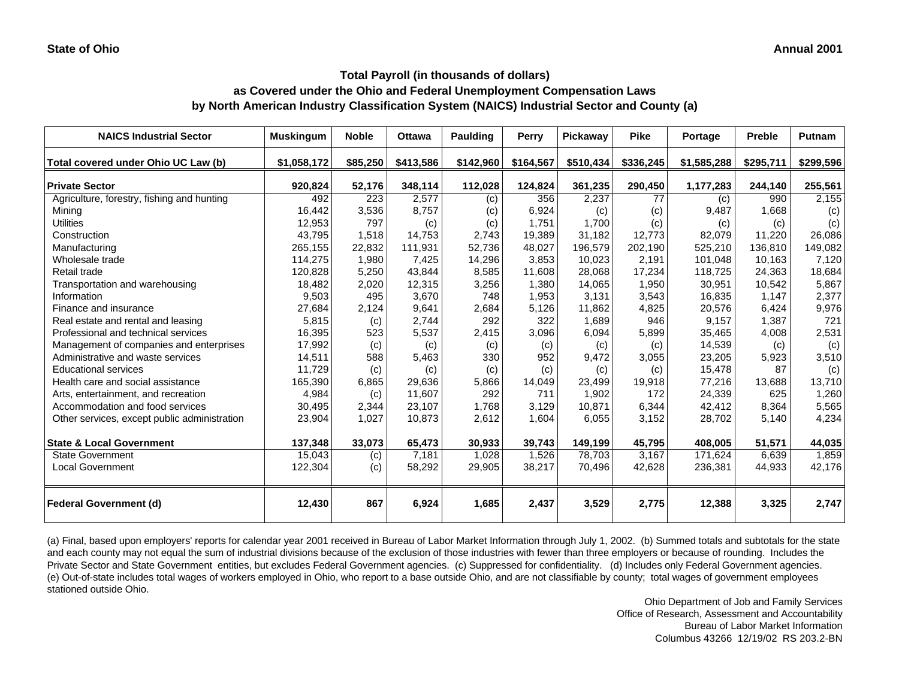**State of Ohio** **Annual 2001**

### Total Payroll (in thousands of dollars)
### as Covered under the Ohio and Federal Unemployment Compensation Laws
### by North American Industry Classification System (NAICS) Industrial Sector and County (a)

| NAICS Industrial Sector | Muskingum | Noble | Ottawa | Paulding | Perry | Pickaway | Pike | Portage | Preble | Putnam |
|---|---|---|---|---|---|---|---|---|---|---|
| **Total covered under Ohio UC Law (b)** | **$1,058,172** | **$85,250** | **$413,586** | **$142,960** | **$164,567** | **$510,434** | **$336,245** | **$1,585,288** | **$295,711** | **$299,596** |
| **Private Sector** | **920,824** | **52,176** | **348,114** | **112,028** | **124,824** | **361,235** | **290,450** | **1,177,283** | **244,140** | **255,561** |
| Agriculture, forestry, fishing and hunting | 492 | 223 | 2,577 | (c) | 356 | 2,237 | 77 | (c) | 990 | 2,155 |
| Mining | 16,442 | 3,536 | 8,757 | (c) | 6,924 | (c) | (c) | 9,487 | 1,668 | (c) |
| Utilities | 12,953 | 797 | (c) | (c) | 1,751 | 1,700 | (c) | (c) | (c) | (c) |
| Construction | 43,795 | 1,518 | 14,753 | 2,743 | 19,389 | 31,182 | 12,773 | 82,079 | 11,220 | 26,086 |
| Manufacturing | 265,155 | 22,832 | 111,931 | 52,736 | 48,027 | 196,579 | 202,190 | 525,210 | 136,810 | 149,082 |
| Wholesale trade | 114,275 | 1,980 | 7,425 | 14,296 | 3,853 | 10,023 | 2,191 | 101,048 | 10,163 | 7,120 |
| Retail trade | 120,828 | 5,250 | 43,844 | 8,585 | 11,608 | 28,068 | 17,234 | 118,725 | 24,363 | 18,684 |
| Transportation and warehousing | 18,482 | 2,020 | 12,315 | 3,256 | 1,380 | 14,065 | 1,950 | 30,951 | 10,542 | 5,867 |
| Information | 9,503 | 495 | 3,670 | 748 | 1,953 | 3,131 | 3,543 | 16,835 | 1,147 | 2,377 |
| Finance and insurance | 27,684 | 2,124 | 9,641 | 2,684 | 5,126 | 11,862 | 4,825 | 20,576 | 6,424 | 9,976 |
| Real estate and rental and leasing | 5,815 | (c) | 2,744 | 292 | 322 | 1,689 | 946 | 9,157 | 1,387 | 721 |
| Professional and technical services | 16,395 | 523 | 5,537 | 2,415 | 3,096 | 6,094 | 5,899 | 35,465 | 4,008 | 2,531 |
| Management of companies and enterprises | 17,992 | (c) | (c) | (c) | (c) | (c) | (c) | 14,539 | (c) | (c) |
| Administrative and waste services | 14,511 | 588 | 5,463 | 330 | 952 | 9,472 | 3,055 | 23,205 | 5,923 | 3,510 |
| Educational services | 11,729 | (c) | (c) | (c) | (c) | (c) | (c) | 15,478 | 87 | (c) |
| Health care and social assistance | 165,390 | 6,865 | 29,636 | 5,866 | 14,049 | 23,499 | 19,918 | 77,216 | 13,688 | 13,710 |
| Arts, entertainment, and recreation | 4,984 | (c) | 11,607 | 292 | 711 | 1,902 | 172 | 24,339 | 625 | 1,260 |
| Accommodation and food services | 30,495 | 2,344 | 23,107 | 1,768 | 3,129 | 10,871 | 6,344 | 42,412 | 8,364 | 5,565 |
| Other services, except public administration | 23,904 | 1,027 | 10,873 | 2,612 | 1,604 | 6,055 | 3,152 | 28,702 | 5,140 | 4,234 |
| **State & Local Government** | **137,348** | **33,073** | **65,473** | **30,933** | **39,743** | **149,199** | **45,795** | **408,005** | **51,571** | **44,035** |
| State Government | 15,043 | (c) | 7,181 | 1,028 | 1,526 | 78,703 | 3,167 | 171,624 | 6,639 | 1,859 |
| Local Government | 122,304 | (c) | 58,292 | 29,905 | 38,217 | 70,496 | 42,628 | 236,381 | 44,933 | 42,176 |
| **Federal Government (d)** | **12,430** | **867** | **6,924** | **1,685** | **2,437** | **3,529** | **2,775** | **12,388** | **3,325** | **2,747** |

(a) Final, based upon employers' reports for calendar year 2001 received in Bureau of Labor Market Information through July 1, 2002. (b) Summed totals and subtotals for the state and each county may not equal the sum of industrial divisions because of the exclusion of those industries with fewer than three employers or because of rounding. Includes the Private Sector and State Government entities, but excludes Federal Government agencies. (c) Suppressed for confidentiality. (d) Includes only Federal Government agencies. (e) Out-of-state includes total wages of workers employed in Ohio, who report to a base outside Ohio, and are not classifiable by county; total wages of government employees stationed outside Ohio.

Ohio Department of Job and Family Services
Office of Research, Assessment and Accountability
Bureau of Labor Market Information
Columbus 43266 12/19/02 RS 203.2-BN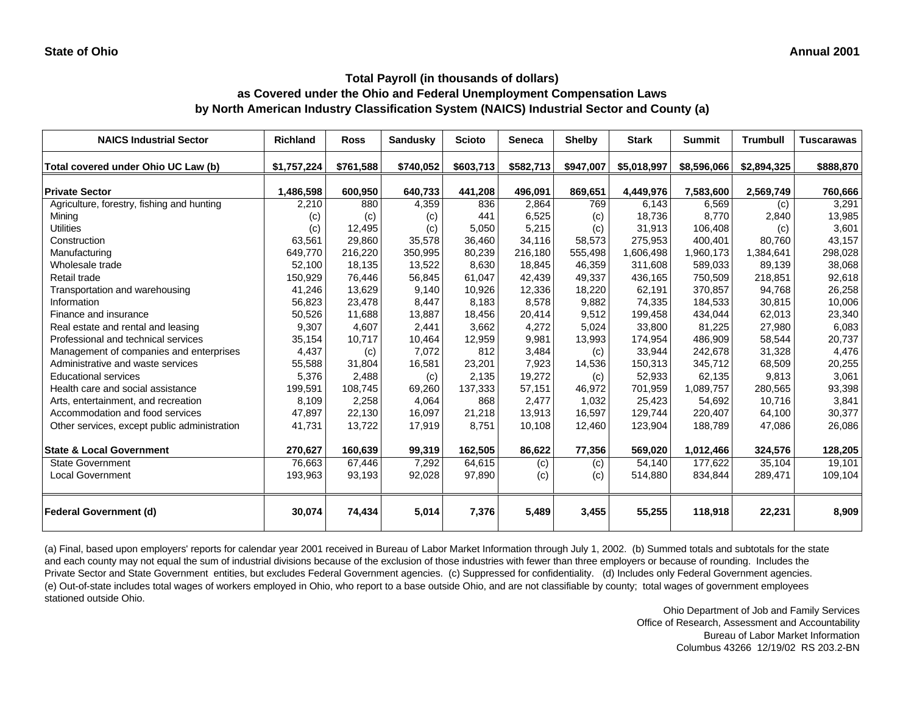State of Ohio

Annual 2001

## Total Payroll (in thousands of dollars) as Covered under the Ohio and Federal Unemployment Compensation Laws by North American Industry Classification System (NAICS) Industrial Sector and County (a)

| NAICS Industrial Sector | Richland | Ross | Sandusky | Scioto | Seneca | Shelby | Stark | Summit | Trumbull | Tuscarawas |
|---|---|---|---|---|---|---|---|---|---|---|
| **Total covered under Ohio UC Law (b)** | **$1,757,224** | **$761,588** | **$740,052** | **$603,713** | **$582,713** | **$947,007** | **$5,018,997** | **$8,596,066** | **$2,894,325** | **$888,870** |
| **Private Sector** | **1,486,598** | **600,950** | **640,733** | **441,208** | **496,091** | **869,651** | **4,449,976** | **7,583,600** | **2,569,749** | **760,666** |
| Agriculture, forestry, fishing and hunting | 2,210 | 880 | 4,359 | 836 | 2,864 | 769 | 6,143 | 6,569 | (c) | 3,291 |
| Mining | (c) | (c) | (c) | 441 | 6,525 | (c) | 18,736 | 8,770 | 2,840 | 13,985 |
| Utilities | (c) | 12,495 | (c) | 5,050 | 5,215 | (c) | 31,913 | 106,408 | (c) | 3,601 |
| Construction | 63,561 | 29,860 | 35,578 | 36,460 | 34,116 | 58,573 | 275,953 | 400,401 | 80,760 | 43,157 |
| Manufacturing | 649,770 | 216,220 | 350,995 | 80,239 | 216,180 | 555,498 | 1,606,498 | 1,960,173 | 1,384,641 | 298,028 |
| Wholesale trade | 52,100 | 18,135 | 13,522 | 8,630 | 18,845 | 46,359 | 311,608 | 589,033 | 89,139 | 38,068 |
| Retail trade | 150,929 | 76,446 | 56,845 | 61,047 | 42,439 | 49,337 | 436,165 | 750,509 | 218,851 | 92,618 |
| Transportation and warehousing | 41,246 | 13,629 | 9,140 | 10,926 | 12,336 | 18,220 | 62,191 | 370,857 | 94,768 | 26,258 |
| Information | 56,823 | 23,478 | 8,447 | 8,183 | 8,578 | 9,882 | 74,335 | 184,533 | 30,815 | 10,006 |
| Finance and insurance | 50,526 | 11,688 | 13,887 | 18,456 | 20,414 | 9,512 | 199,458 | 434,044 | 62,013 | 23,340 |
| Real estate and rental and leasing | 9,307 | 4,607 | 2,441 | 3,662 | 4,272 | 5,024 | 33,800 | 81,225 | 27,980 | 6,083 |
| Professional and technical services | 35,154 | 10,717 | 10,464 | 12,959 | 9,981 | 13,993 | 174,954 | 486,909 | 58,544 | 20,737 |
| Management of companies and enterprises | 4,437 | (c) | 7,072 | 812 | 3,484 | (c) | 33,944 | 242,678 | 31,328 | 4,476 |
| Administrative and waste services | 55,588 | 31,804 | 16,581 | 23,201 | 7,923 | 14,536 | 150,313 | 345,712 | 68,509 | 20,255 |
| Educational services | 5,376 | 2,488 | (c) | 2,135 | 19,272 | (c) | 52,933 | 62,135 | 9,813 | 3,061 |
| Health care and social assistance | 199,591 | 108,745 | 69,260 | 137,333 | 57,151 | 46,972 | 701,959 | 1,089,757 | 280,565 | 93,398 |
| Arts, entertainment, and recreation | 8,109 | 2,258 | 4,064 | 868 | 2,477 | 1,032 | 25,423 | 54,692 | 10,716 | 3,841 |
| Accommodation and food services | 47,897 | 22,130 | 16,097 | 21,218 | 13,913 | 16,597 | 129,744 | 220,407 | 64,100 | 30,377 |
| Other services, except public administration | 41,731 | 13,722 | 17,919 | 8,751 | 10,108 | 12,460 | 123,904 | 188,789 | 47,086 | 26,086 |
| **State & Local Government** | **270,627** | **160,639** | **99,319** | **162,505** | **86,622** | **77,356** | **569,020** | **1,012,466** | **324,576** | **128,205** |
| State Government | 76,663 | 67,446 | 7,292 | 64,615 | (c) | (c) | 54,140 | 177,622 | 35,104 | 19,101 |
| Local Government | 193,963 | 93,193 | 92,028 | 97,890 | (c) | (c) | 514,880 | 834,844 | 289,471 | 109,104 |
| **Federal Government (d)** | **30,074** | **74,434** | **5,014** | **7,376** | **5,489** | **3,455** | **55,255** | **118,918** | **22,231** | **8,909** |

(a) Final, based upon employers' reports for calendar year 2001 received in Bureau of Labor Market Information through July 1, 2002. (b) Summed totals and subtotals for the state and each county may not equal the sum of industrial divisions because of the exclusion of those industries with fewer than three employers or because of rounding. Includes the Private Sector and State Government entities, but excludes Federal Government agencies. (c) Suppressed for confidentiality. (d) Includes only Federal Government agencies. (e) Out-of-state includes total wages of workers employed in Ohio, who report to a base outside Ohio, and are not classifiable by county; total wages of government employees stationed outside Ohio.

Ohio Department of Job and Family Services
Office of Research, Assessment and Accountability
Bureau of Labor Market Information
Columbus 43266 12/19/02 RS 203.2-BN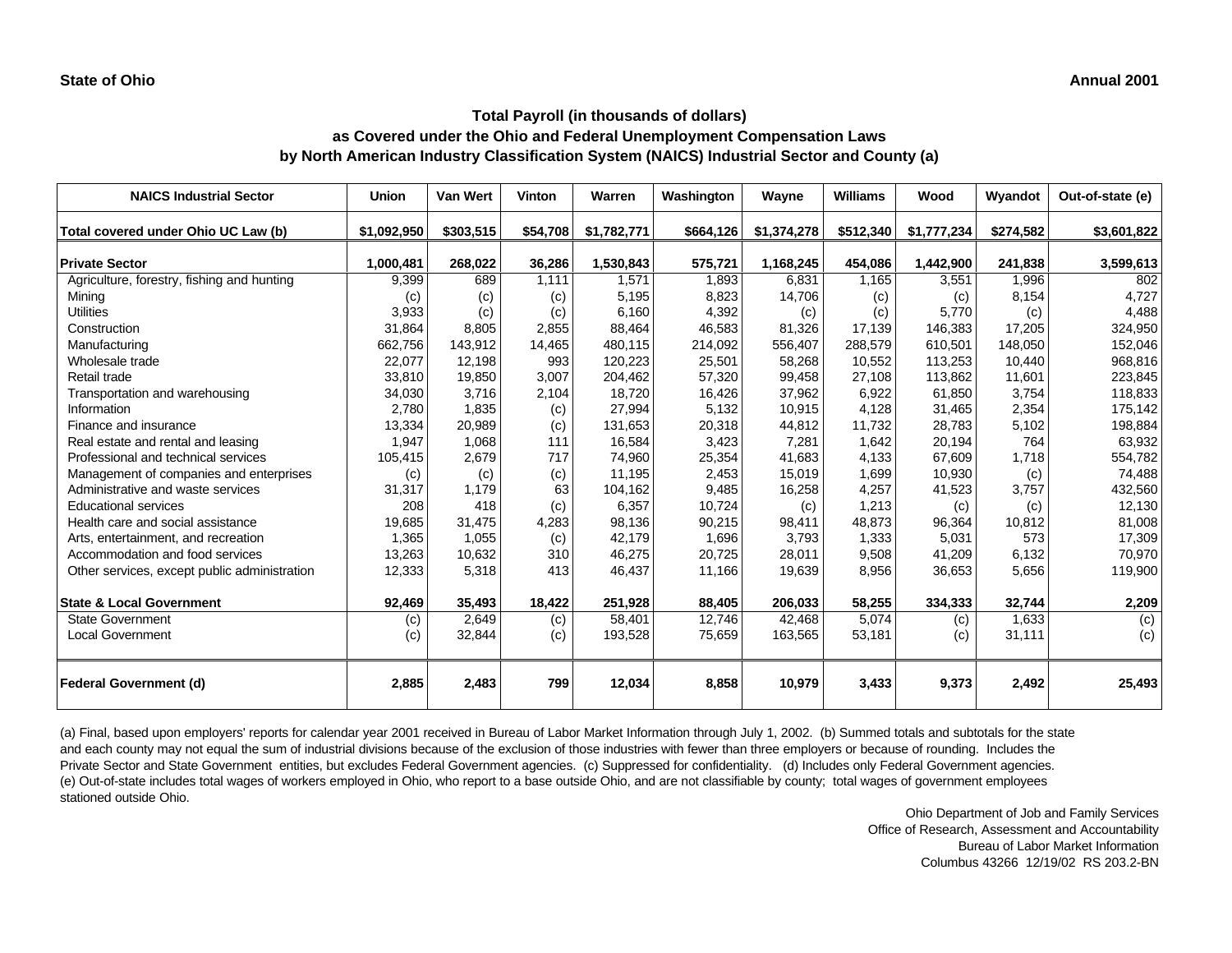**State of Ohio** **Annual 2001**

### Total Payroll (in thousands of dollars)
### as Covered under the Ohio and Federal Unemployment Compensation Laws
### by North American Industry Classification System (NAICS) Industrial Sector and County (a)

| NAICS Industrial Sector | Union | Van Wert | Vinton | Warren | Washington | Wayne | Williams | Wood | Wyandot | Out-of-state (e) |
|---|---|---|---|---|---|---|---|---|---|---|
| **Total covered under Ohio UC Law (b)** | **$1,092,950** | **$303,515** | **$54,708** | **$1,782,771** | **$664,126** | **$1,374,278** | **$512,340** | **$1,777,234** | **$274,582** | **$3,601,822** |
| **Private Sector** | **1,000,481** | **268,022** | **36,286** | **1,530,843** | **575,721** | **1,168,245** | **454,086** | **1,442,900** | **241,838** | **3,599,613** |
| Agriculture, forestry, fishing and hunting | 9,399 | 689 | 1,111 | 1,571 | 1,893 | 6,831 | 1,165 | 3,551 | 1,996 | 802 |
| Mining | (c) | (c) | (c) | 5,195 | 8,823 | 14,706 | (c) | (c) | 8,154 | 4,727 |
| Utilities | 3,933 | (c) | (c) | 6,160 | 4,392 | (c) | (c) | 5,770 | (c) | 4,488 |
| Construction | 31,864 | 8,805 | 2,855 | 88,464 | 46,583 | 81,326 | 17,139 | 146,383 | 17,205 | 324,950 |
| Manufacturing | 662,756 | 143,912 | 14,465 | 480,115 | 214,092 | 556,407 | 288,579 | 610,501 | 148,050 | 152,046 |
| Wholesale trade | 22,077 | 12,198 | 993 | 120,223 | 25,501 | 58,268 | 10,552 | 113,253 | 10,440 | 968,816 |
| Retail trade | 33,810 | 19,850 | 3,007 | 204,462 | 57,320 | 99,458 | 27,108 | 113,862 | 11,601 | 223,845 |
| Transportation and warehousing | 34,030 | 3,716 | 2,104 | 18,720 | 16,426 | 37,962 | 6,922 | 61,850 | 3,754 | 118,833 |
| Information | 2,780 | 1,835 | (c) | 27,994 | 5,132 | 10,915 | 4,128 | 31,465 | 2,354 | 175,142 |
| Finance and insurance | 13,334 | 20,989 | (c) | 131,653 | 20,318 | 44,812 | 11,732 | 28,783 | 5,102 | 198,884 |
| Real estate and rental and leasing | 1,947 | 1,068 | 111 | 16,584 | 3,423 | 7,281 | 1,642 | 20,194 | 764 | 63,932 |
| Professional and technical services | 105,415 | 2,679 | 717 | 74,960 | 25,354 | 41,683 | 4,133 | 67,609 | 1,718 | 554,782 |
| Management of companies and enterprises | (c) | (c) | (c) | 11,195 | 2,453 | 15,019 | 1,699 | 10,930 | (c) | 74,488 |
| Administrative and waste services | 31,317 | 1,179 | 63 | 104,162 | 9,485 | 16,258 | 4,257 | 41,523 | 3,757 | 432,560 |
| Educational services | 208 | 418 | (c) | 6,357 | 10,724 | (c) | 1,213 | (c) | (c) | 12,130 |
| Health care and social assistance | 19,685 | 31,475 | 4,283 | 98,136 | 90,215 | 98,411 | 48,873 | 96,364 | 10,812 | 81,008 |
| Arts, entertainment, and recreation | 1,365 | 1,055 | (c) | 42,179 | 1,696 | 3,793 | 1,333 | 5,031 | 573 | 17,309 |
| Accommodation and food services | 13,263 | 10,632 | 310 | 46,275 | 20,725 | 28,011 | 9,508 | 41,209 | 6,132 | 70,970 |
| Other services, except public administration | 12,333 | 5,318 | 413 | 46,437 | 11,166 | 19,639 | 8,956 | 36,653 | 5,656 | 119,900 |
| **State & Local Government** | **92,469** | **35,493** | **18,422** | **251,928** | **88,405** | **206,033** | **58,255** | **334,333** | **32,744** | **2,209** |
| State Government | (c) | 2,649 | (c) | 58,401 | 12,746 | 42,468 | 5,074 | (c) | 1,633 | (c) |
| Local Government | (c) | 32,844 | (c) | 193,528 | 75,659 | 163,565 | 53,181 | (c) | 31,111 | (c) |
| **Federal Government (d)** | **2,885** | **2,483** | **799** | **12,034** | **8,858** | **10,979** | **3,433** | **9,373** | **2,492** | **25,493** |

(a) Final, based upon employers' reports for calendar year 2001 received in Bureau of Labor Market Information through July 1, 2002. (b) Summed totals and subtotals for the state and each county may not equal the sum of industrial divisions because of the exclusion of those industries with fewer than three employers or because of rounding. Includes the Private Sector and State Government entities, but excludes Federal Government agencies. (c) Suppressed for confidentiality. (d) Includes only Federal Government agencies. (e) Out-of-state includes total wages of workers employed in Ohio, who report to a base outside Ohio, and are not classifiable by county; total wages of government employees stationed outside Ohio.

Ohio Department of Job and Family Services
Office of Research, Assessment and Accountability
Bureau of Labor Market Information
Columbus 43266 12/19/02 RS 203.2-BN